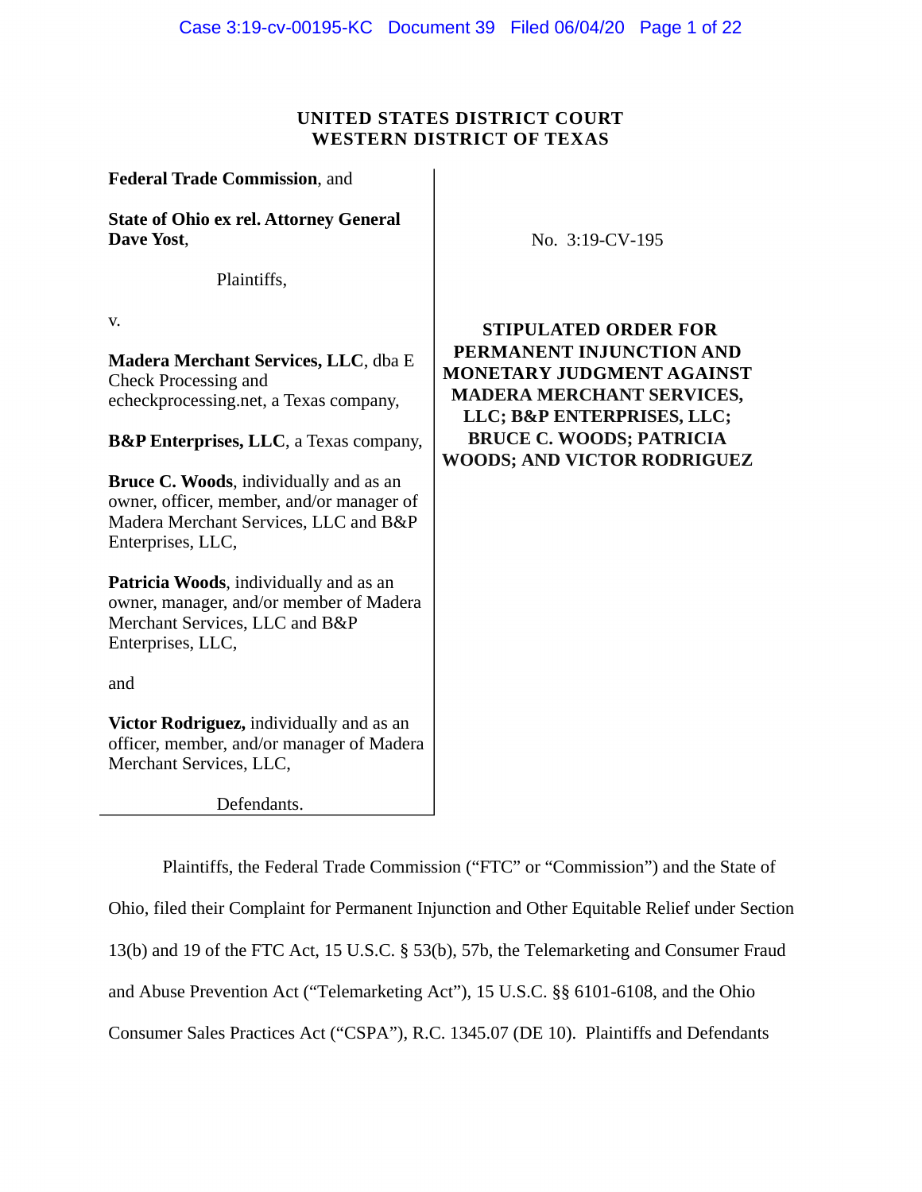**UNITED STATES DISTRICT COURT**
**WESTERN DISTRICT OF TEXAS**

**Federal Trade Commission**, and

**State of Ohio ex rel. Attorney General Dave Yost**,

Plaintiffs,

v.

**Madera Merchant Services, LLC**, dba E Check Processing and echeckprocessing.net, a Texas company,

**B&P Enterprises, LLC**, a Texas company,

**Bruce C. Woods**, individually and as an owner, officer, member, and/or manager of Madera Merchant Services, LLC and B&P Enterprises, LLC,

**Patricia Woods**, individually and as an owner, manager, and/or member of Madera Merchant Services, LLC and B&P Enterprises, LLC,

and

**Victor Rodriguez,** individually and as an officer, member, and/or manager of Madera Merchant Services, LLC,

Defendants.

No. 3:19-CV-195

**STIPULATED ORDER FOR PERMANENT INJUNCTION AND MONETARY JUDGMENT AGAINST MADERA MERCHANT SERVICES, LLC; B&P ENTERPRISES, LLC; BRUCE C. WOODS; PATRICIA WOODS; AND VICTOR RODRIGUEZ**

Plaintiffs, the Federal Trade Commission ("FTC" or "Commission") and the State of Ohio, filed their Complaint for Permanent Injunction and Other Equitable Relief under Section 13(b) and 19 of the FTC Act, 15 U.S.C. § 53(b), 57b, the Telemarketing and Consumer Fraud and Abuse Prevention Act ("Telemarketing Act"), 15 U.S.C. §§ 6101-6108, and the Ohio Consumer Sales Practices Act ("CSPA"), R.C. 1345.07 (DE 10). Plaintiffs and Defendants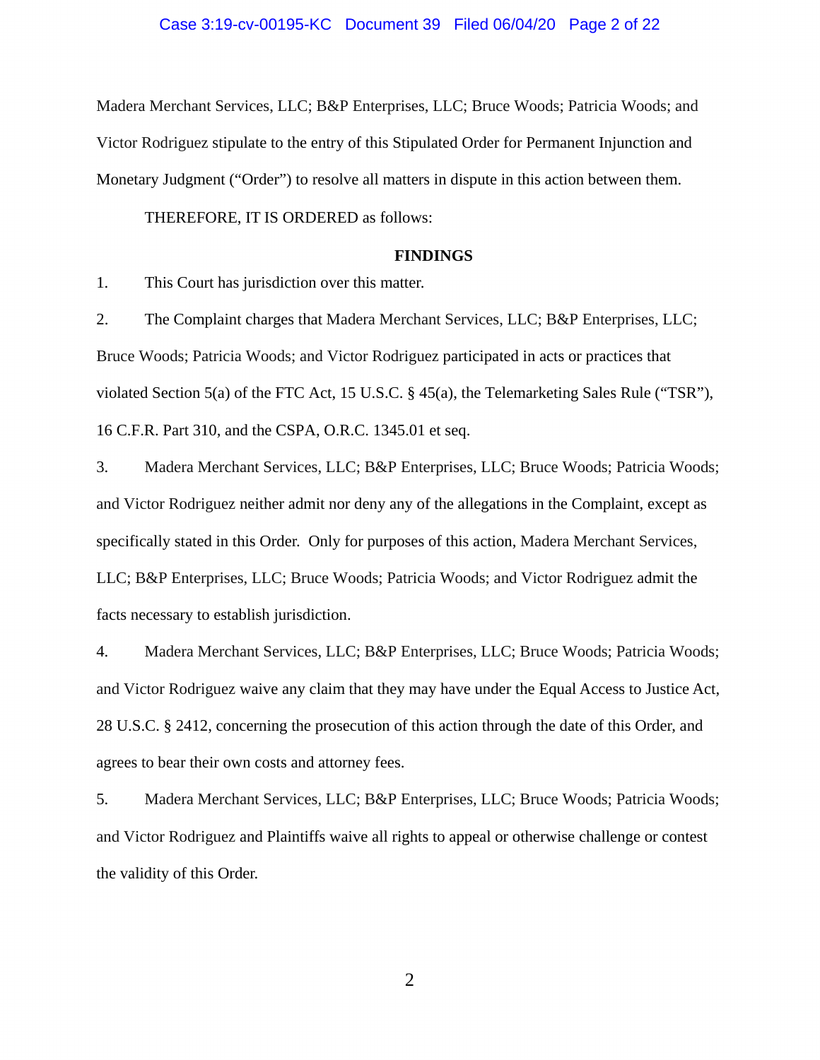Madera Merchant Services, LLC; B&P Enterprises, LLC; Bruce Woods; Patricia Woods; and Victor Rodriguez stipulate to the entry of this Stipulated Order for Permanent Injunction and Monetary Judgment ("Order") to resolve all matters in dispute in this action between them.

THEREFORE, IT IS ORDERED as follows:

## FINDINGS

1. This Court has jurisdiction over this matter.

2. The Complaint charges that Madera Merchant Services, LLC; B&P Enterprises, LLC; Bruce Woods; Patricia Woods; and Victor Rodriguez participated in acts or practices that violated Section 5(a) of the FTC Act, 15 U.S.C. § 45(a), the Telemarketing Sales Rule ("TSR"), 16 C.F.R. Part 310, and the CSPA, O.R.C. 1345.01 et seq.

3. Madera Merchant Services, LLC; B&P Enterprises, LLC; Bruce Woods; Patricia Woods; and Victor Rodriguez neither admit nor deny any of the allegations in the Complaint, except as specifically stated in this Order. Only for purposes of this action, Madera Merchant Services, LLC; B&P Enterprises, LLC; Bruce Woods; Patricia Woods; and Victor Rodriguez admit the facts necessary to establish jurisdiction.

4. Madera Merchant Services, LLC; B&P Enterprises, LLC; Bruce Woods; Patricia Woods; and Victor Rodriguez waive any claim that they may have under the Equal Access to Justice Act, 28 U.S.C. § 2412, concerning the prosecution of this action through the date of this Order, and agrees to bear their own costs and attorney fees.

5. Madera Merchant Services, LLC; B&P Enterprises, LLC; Bruce Woods; Patricia Woods; and Victor Rodriguez and Plaintiffs waive all rights to appeal or otherwise challenge or contest the validity of this Order.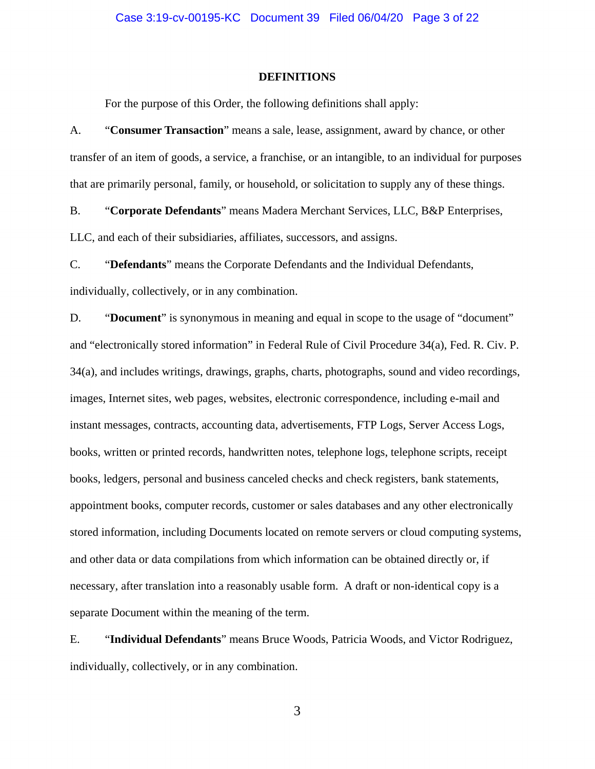## DEFINITIONS

For the purpose of this Order, the following definitions shall apply:

A. "**Consumer Transaction**" means a sale, lease, assignment, award by chance, or other transfer of an item of goods, a service, a franchise, or an intangible, to an individual for purposes that are primarily personal, family, or household, or solicitation to supply any of these things.

B. "**Corporate Defendants**" means Madera Merchant Services, LLC, B&P Enterprises, LLC, and each of their subsidiaries, affiliates, successors, and assigns.

C. "**Defendants**" means the Corporate Defendants and the Individual Defendants, individually, collectively, or in any combination.

D. "**Document**" is synonymous in meaning and equal in scope to the usage of "document" and "electronically stored information" in Federal Rule of Civil Procedure 34(a), Fed. R. Civ. P. 34(a), and includes writings, drawings, graphs, charts, photographs, sound and video recordings, images, Internet sites, web pages, websites, electronic correspondence, including e-mail and instant messages, contracts, accounting data, advertisements, FTP Logs, Server Access Logs, books, written or printed records, handwritten notes, telephone logs, telephone scripts, receipt books, ledgers, personal and business canceled checks and check registers, bank statements, appointment books, computer records, customer or sales databases and any other electronically stored information, including Documents located on remote servers or cloud computing systems, and other data or data compilations from which information can be obtained directly or, if necessary, after translation into a reasonably usable form. A draft or non-identical copy is a separate Document within the meaning of the term.

E. "**Individual Defendants**" means Bruce Woods, Patricia Woods, and Victor Rodriguez, individually, collectively, or in any combination.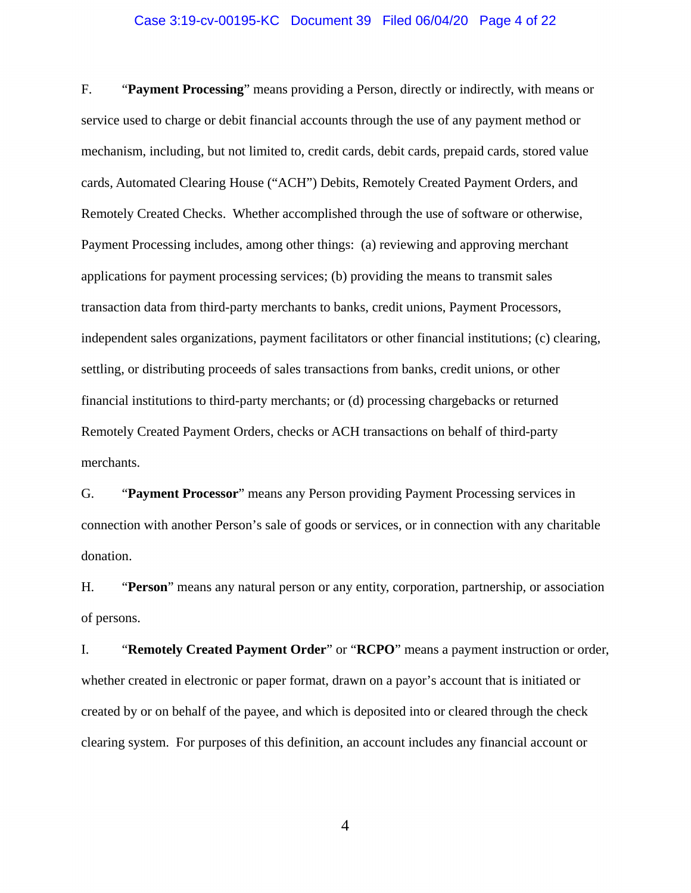F. “**Payment Processing**” means providing a Person, directly or indirectly, with means or service used to charge or debit financial accounts through the use of any payment method or mechanism, including, but not limited to, credit cards, debit cards, prepaid cards, stored value cards, Automated Clearing House (“ACH”) Debits, Remotely Created Payment Orders, and Remotely Created Checks. Whether accomplished through the use of software or otherwise, Payment Processing includes, among other things: (a) reviewing and approving merchant applications for payment processing services; (b) providing the means to transmit sales transaction data from third-party merchants to banks, credit unions, Payment Processors, independent sales organizations, payment facilitators or other financial institutions; (c) clearing, settling, or distributing proceeds of sales transactions from banks, credit unions, or other financial institutions to third-party merchants; or (d) processing chargebacks or returned Remotely Created Payment Orders, checks or ACH transactions on behalf of third-party merchants.

G. “**Payment Processor**” means any Person providing Payment Processing services in connection with another Person’s sale of goods or services, or in connection with any charitable donation.

H. “**Person**” means any natural person or any entity, corporation, partnership, or association of persons.

I. “**Remotely Created Payment Order**” or “**RCPO**” means a payment instruction or order, whether created in electronic or paper format, drawn on a payor’s account that is initiated or created by or on behalf of the payee, and which is deposited into or cleared through the check clearing system. For purposes of this definition, an account includes any financial account or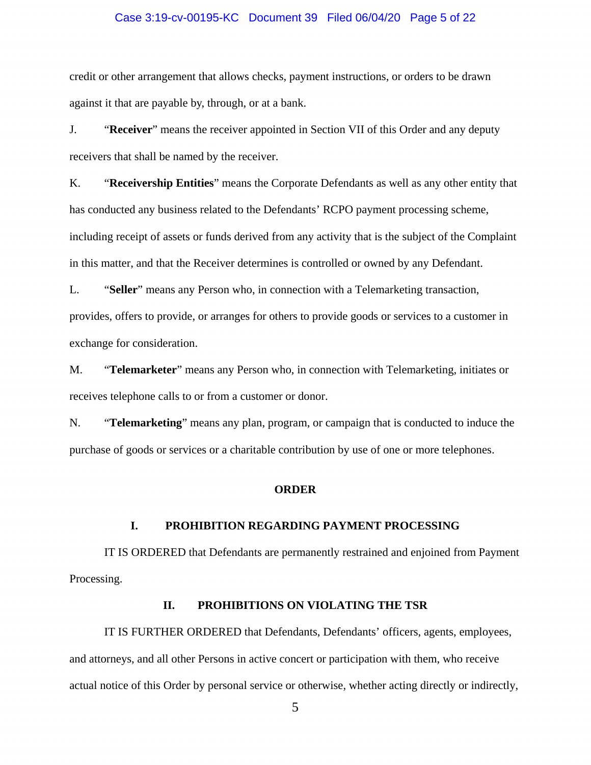credit or other arrangement that allows checks, payment instructions, or orders to be drawn against it that are payable by, through, or at a bank.

J. "**Receiver**" means the receiver appointed in Section VII of this Order and any deputy receivers that shall be named by the receiver.

K. "**Receivership Entities**" means the Corporate Defendants as well as any other entity that has conducted any business related to the Defendants' RCPO payment processing scheme, including receipt of assets or funds derived from any activity that is the subject of the Complaint in this matter, and that the Receiver determines is controlled or owned by any Defendant.

L. "**Seller**" means any Person who, in connection with a Telemarketing transaction, provides, offers to provide, or arranges for others to provide goods or services to a customer in exchange for consideration.

M. "**Telemarketer**" means any Person who, in connection with Telemarketing, initiates or receives telephone calls to or from a customer or donor.

N. "**Telemarketing**" means any plan, program, or campaign that is conducted to induce the purchase of goods or services or a charitable contribution by use of one or more telephones.

## ORDER

### I. PROHIBITION REGARDING PAYMENT PROCESSING

IT IS ORDERED that Defendants are permanently restrained and enjoined from Payment Processing.

### II. PROHIBITIONS ON VIOLATING THE TSR

IT IS FURTHER ORDERED that Defendants, Defendants' officers, agents, employees, and attorneys, and all other Persons in active concert or participation with them, who receive actual notice of this Order by personal service or otherwise, whether acting directly or indirectly,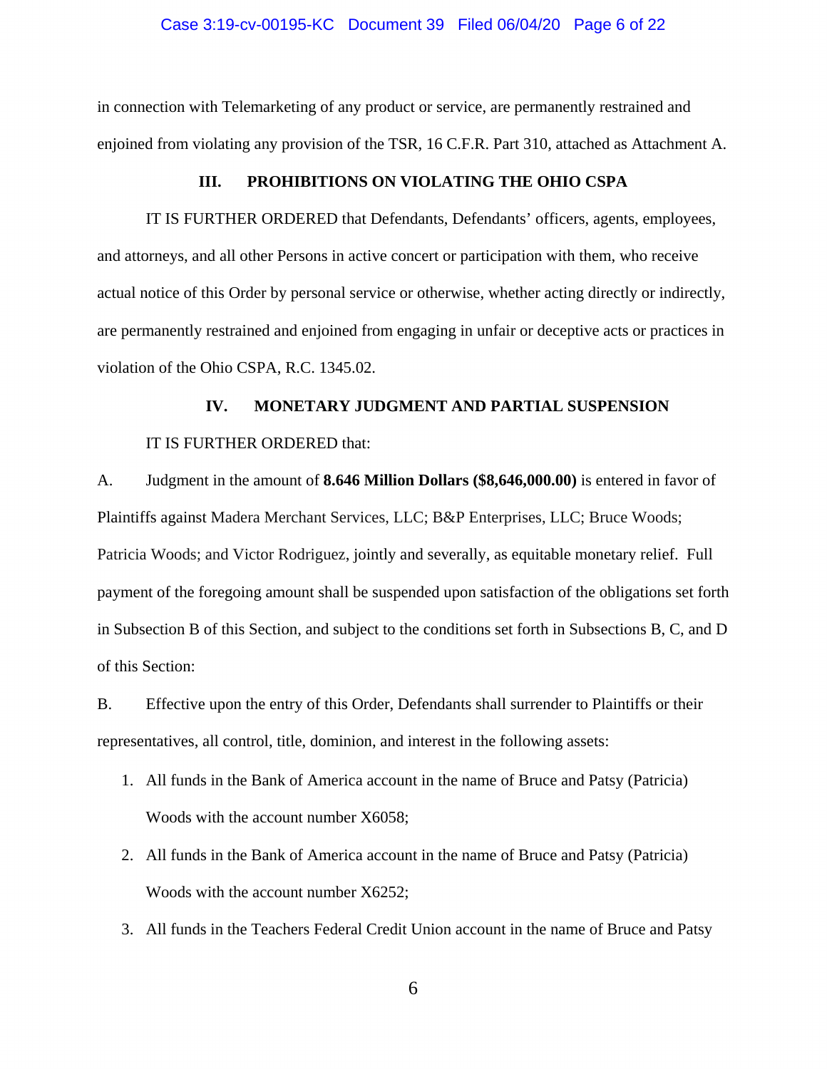in connection with Telemarketing of any product or service, are permanently restrained and enjoined from violating any provision of the TSR, 16 C.F.R. Part 310, attached as Attachment A.

## III. PROHIBITIONS ON VIOLATING THE OHIO CSPA

IT IS FURTHER ORDERED that Defendants, Defendants' officers, agents, employees, and attorneys, and all other Persons in active concert or participation with them, who receive actual notice of this Order by personal service or otherwise, whether acting directly or indirectly, are permanently restrained and enjoined from engaging in unfair or deceptive acts or practices in violation of the Ohio CSPA, R.C. 1345.02.

## IV. MONETARY JUDGMENT AND PARTIAL SUSPENSION

IT IS FURTHER ORDERED that:

A. Judgment in the amount of **8.646 Million Dollars ($8,646,000.00)** is entered in favor of Plaintiffs against Madera Merchant Services, LLC; B&P Enterprises, LLC; Bruce Woods; Patricia Woods; and Victor Rodriguez, jointly and severally, as equitable monetary relief. Full payment of the foregoing amount shall be suspended upon satisfaction of the obligations set forth in Subsection B of this Section, and subject to the conditions set forth in Subsections B, C, and D of this Section:

B. Effective upon the entry of this Order, Defendants shall surrender to Plaintiffs or their representatives, all control, title, dominion, and interest in the following assets:

1. All funds in the Bank of America account in the name of Bruce and Patsy (Patricia) Woods with the account number X6058;
2. All funds in the Bank of America account in the name of Bruce and Patsy (Patricia) Woods with the account number X6252;
3. All funds in the Teachers Federal Credit Union account in the name of Bruce and Patsy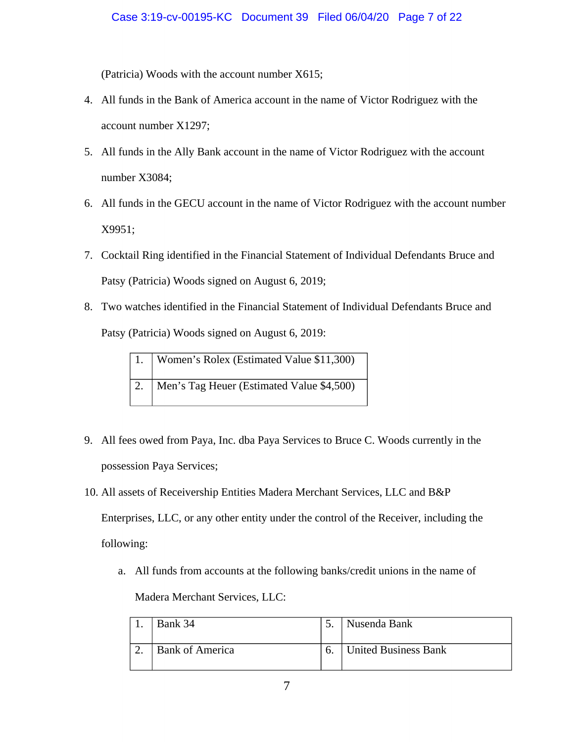(Patricia) Woods with the account number X615;

4. All funds in the Bank of America account in the name of Victor Rodriguez with the account number X1297;
5. All funds in the Ally Bank account in the name of Victor Rodriguez with the account number X3084;
6. All funds in the GECU account in the name of Victor Rodriguez with the account number X9951;
7. Cocktail Ring identified in the Financial Statement of Individual Defendants Bruce and Patsy (Patricia) Woods signed on August 6, 2019;
8. Two watches identified in the Financial Statement of Individual Defendants Bruce and Patsy (Patricia) Woods signed on August 6, 2019:

| | |
|---|---|
| 1. | Women's Rolex (Estimated Value $11,300) |
| 2. | Men's Tag Heuer (Estimated Value $4,500) |

9. All fees owed from Paya, Inc. dba Paya Services to Bruce C. Woods currently in the possession Paya Services;
10. All assets of Receivership Entities Madera Merchant Services, LLC and B&P Enterprises, LLC, or any other entity under the control of the Receiver, including the following:
    a. All funds from accounts at the following banks/credit unions in the name of Madera Merchant Services, LLC:

| | | | |
|---|---|---|---|
| 1. | Bank 34 | 5. | Nusenda Bank |
| 2. | Bank of America | 6. | United Business Bank |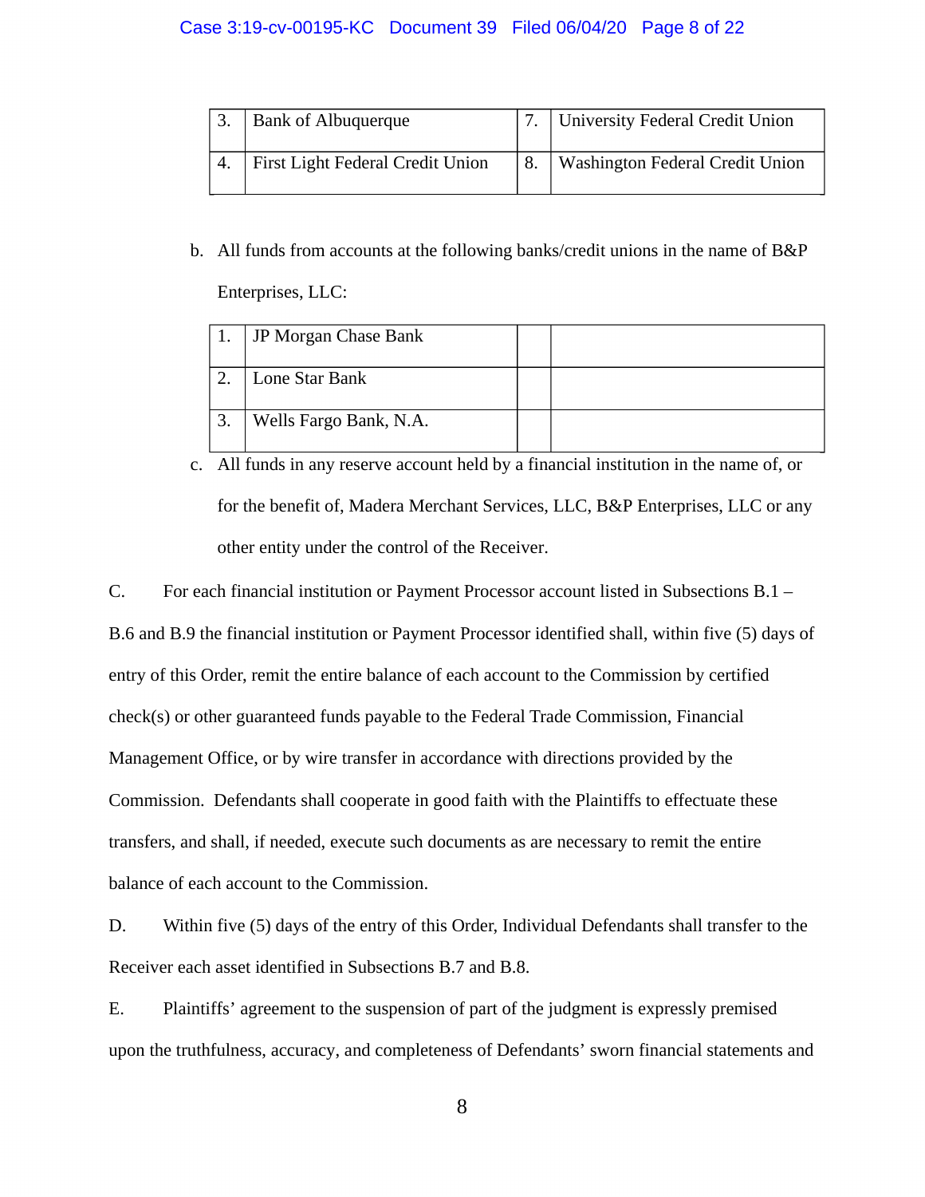| | | | |
|---|---|---|---|
| 3. | Bank of Albuquerque | 7. | University Federal Credit Union |
| 4. | First Light Federal Credit Union | 8. | Washington Federal Credit Union |

b. All funds from accounts at the following banks/credit unions in the name of B&P Enterprises, LLC:

| | | | |
|---|---|---|---|
| 1. | JP Morgan Chase Bank | | |
| 2. | Lone Star Bank | | |
| 3. | Wells Fargo Bank, N.A. | | |

c. All funds in any reserve account held by a financial institution in the name of, or for the benefit of, Madera Merchant Services, LLC, B&P Enterprises, LLC or any other entity under the control of the Receiver.

C. For each financial institution or Payment Processor account listed in Subsections B.1 – B.6 and B.9 the financial institution or Payment Processor identified shall, within five (5) days of entry of this Order, remit the entire balance of each account to the Commission by certified check(s) or other guaranteed funds payable to the Federal Trade Commission, Financial Management Office, or by wire transfer in accordance with directions provided by the Commission. Defendants shall cooperate in good faith with the Plaintiffs to effectuate these transfers, and shall, if needed, execute such documents as are necessary to remit the entire balance of each account to the Commission.

D. Within five (5) days of the entry of this Order, Individual Defendants shall transfer to the Receiver each asset identified in Subsections B.7 and B.8.

E. Plaintiffs' agreement to the suspension of part of the judgment is expressly premised upon the truthfulness, accuracy, and completeness of Defendants' sworn financial statements and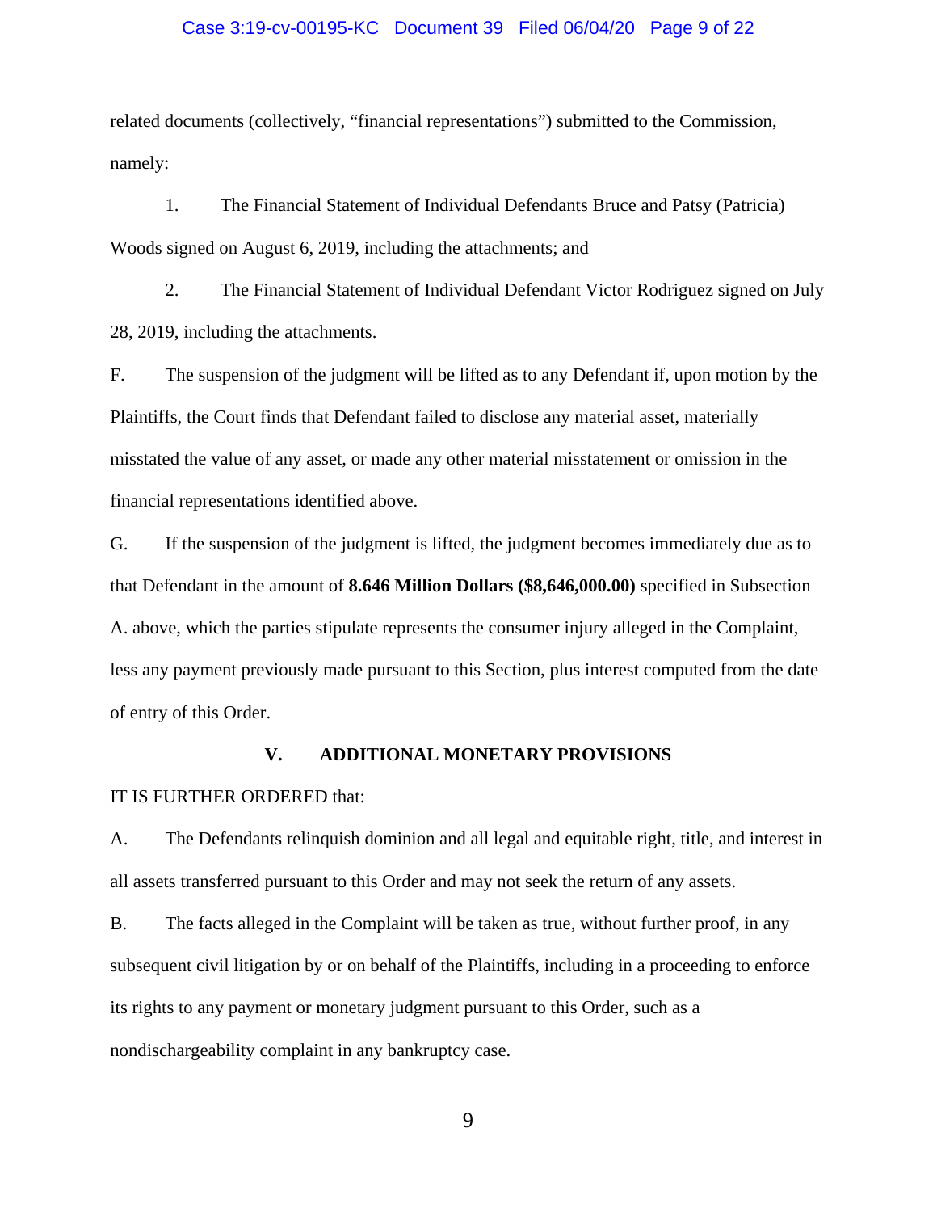related documents (collectively, "financial representations") submitted to the Commission, namely:

1. The Financial Statement of Individual Defendants Bruce and Patsy (Patricia) Woods signed on August 6, 2019, including the attachments; and

2. The Financial Statement of Individual Defendant Victor Rodriguez signed on July 28, 2019, including the attachments.

F. The suspension of the judgment will be lifted as to any Defendant if, upon motion by the Plaintiffs, the Court finds that Defendant failed to disclose any material asset, materially misstated the value of any asset, or made any other material misstatement or omission in the financial representations identified above.

G. If the suspension of the judgment is lifted, the judgment becomes immediately due as to that Defendant in the amount of **8.646 Million Dollars ($8,646,000.00)** specified in Subsection A. above, which the parties stipulate represents the consumer injury alleged in the Complaint, less any payment previously made pursuant to this Section, plus interest computed from the date of entry of this Order.

## V. ADDITIONAL MONETARY PROVISIONS

IT IS FURTHER ORDERED that:

A. The Defendants relinquish dominion and all legal and equitable right, title, and interest in all assets transferred pursuant to this Order and may not seek the return of any assets.

B. The facts alleged in the Complaint will be taken as true, without further proof, in any subsequent civil litigation by or on behalf of the Plaintiffs, including in a proceeding to enforce its rights to any payment or monetary judgment pursuant to this Order, such as a nondischargeability complaint in any bankruptcy case.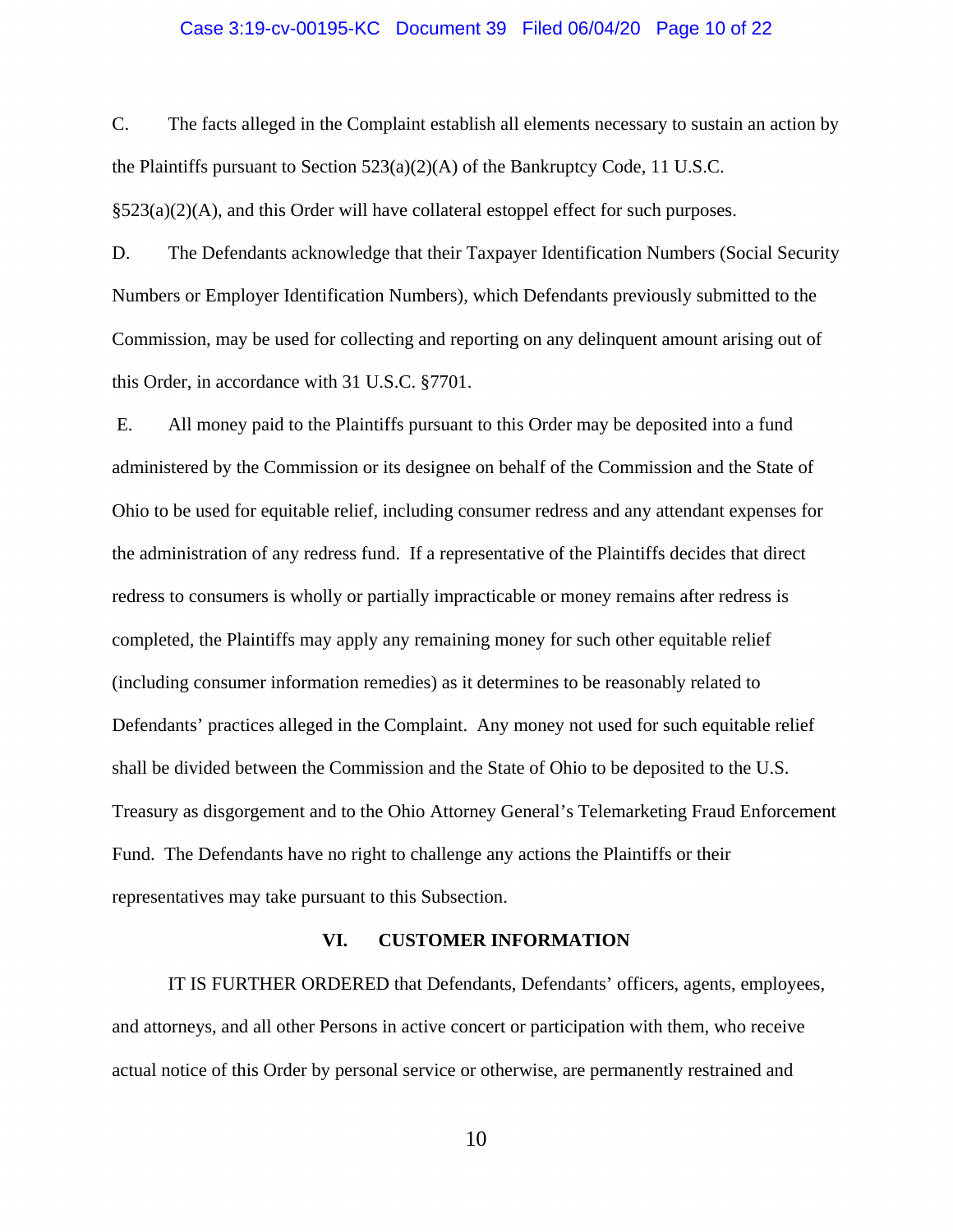C. The facts alleged in the Complaint establish all elements necessary to sustain an action by the Plaintiffs pursuant to Section 523(a)(2)(A) of the Bankruptcy Code, 11 U.S.C. §523(a)(2)(A), and this Order will have collateral estoppel effect for such purposes.

D. The Defendants acknowledge that their Taxpayer Identification Numbers (Social Security Numbers or Employer Identification Numbers), which Defendants previously submitted to the Commission, may be used for collecting and reporting on any delinquent amount arising out of this Order, in accordance with 31 U.S.C. §7701.

E. All money paid to the Plaintiffs pursuant to this Order may be deposited into a fund administered by the Commission or its designee on behalf of the Commission and the State of Ohio to be used for equitable relief, including consumer redress and any attendant expenses for the administration of any redress fund. If a representative of the Plaintiffs decides that direct redress to consumers is wholly or partially impracticable or money remains after redress is completed, the Plaintiffs may apply any remaining money for such other equitable relief (including consumer information remedies) as it determines to be reasonably related to Defendants' practices alleged in the Complaint. Any money not used for such equitable relief shall be divided between the Commission and the State of Ohio to be deposited to the U.S. Treasury as disgorgement and to the Ohio Attorney General's Telemarketing Fraud Enforcement Fund. The Defendants have no right to challenge any actions the Plaintiffs or their representatives may take pursuant to this Subsection.

## VI. CUSTOMER INFORMATION

IT IS FURTHER ORDERED that Defendants, Defendants' officers, agents, employees, and attorneys, and all other Persons in active concert or participation with them, who receive actual notice of this Order by personal service or otherwise, are permanently restrained and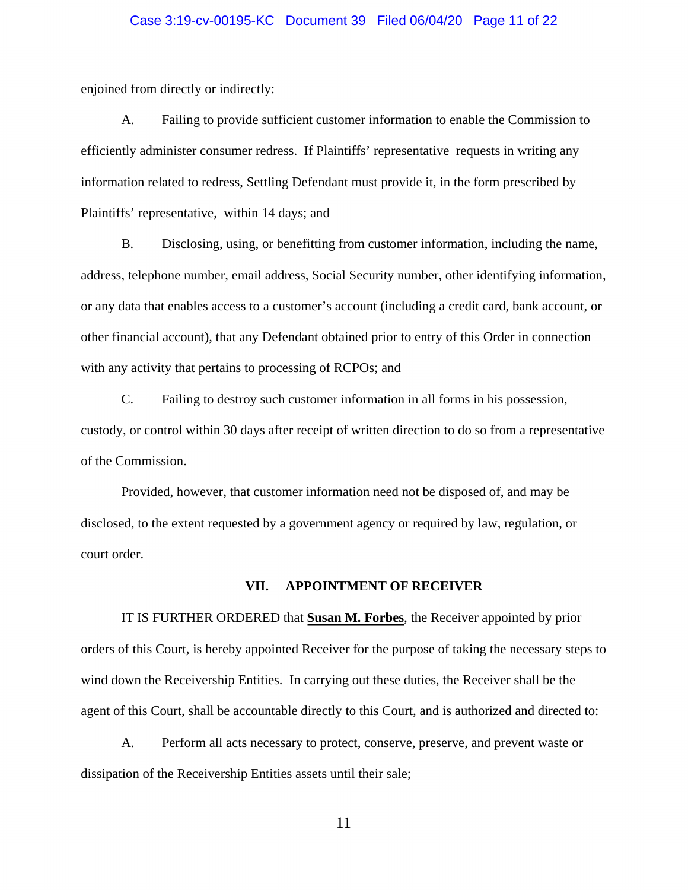enjoined from directly or indirectly:

A. Failing to provide sufficient customer information to enable the Commission to efficiently administer consumer redress. If Plaintiffs' representative requests in writing any information related to redress, Settling Defendant must provide it, in the form prescribed by Plaintiffs' representative, within 14 days; and

B. Disclosing, using, or benefitting from customer information, including the name, address, telephone number, email address, Social Security number, other identifying information, or any data that enables access to a customer's account (including a credit card, bank account, or other financial account), that any Defendant obtained prior to entry of this Order in connection with any activity that pertains to processing of RCPOs; and

C. Failing to destroy such customer information in all forms in his possession, custody, or control within 30 days after receipt of written direction to do so from a representative of the Commission.

Provided, however, that customer information need not be disposed of, and may be disclosed, to the extent requested by a government agency or required by law, regulation, or court order.

## VII. APPOINTMENT OF RECEIVER

IT IS FURTHER ORDERED that **Susan M. Forbes**, the Receiver appointed by prior orders of this Court, is hereby appointed Receiver for the purpose of taking the necessary steps to wind down the Receivership Entities. In carrying out these duties, the Receiver shall be the agent of this Court, shall be accountable directly to this Court, and is authorized and directed to:

A. Perform all acts necessary to protect, conserve, preserve, and prevent waste or dissipation of the Receivership Entities assets until their sale;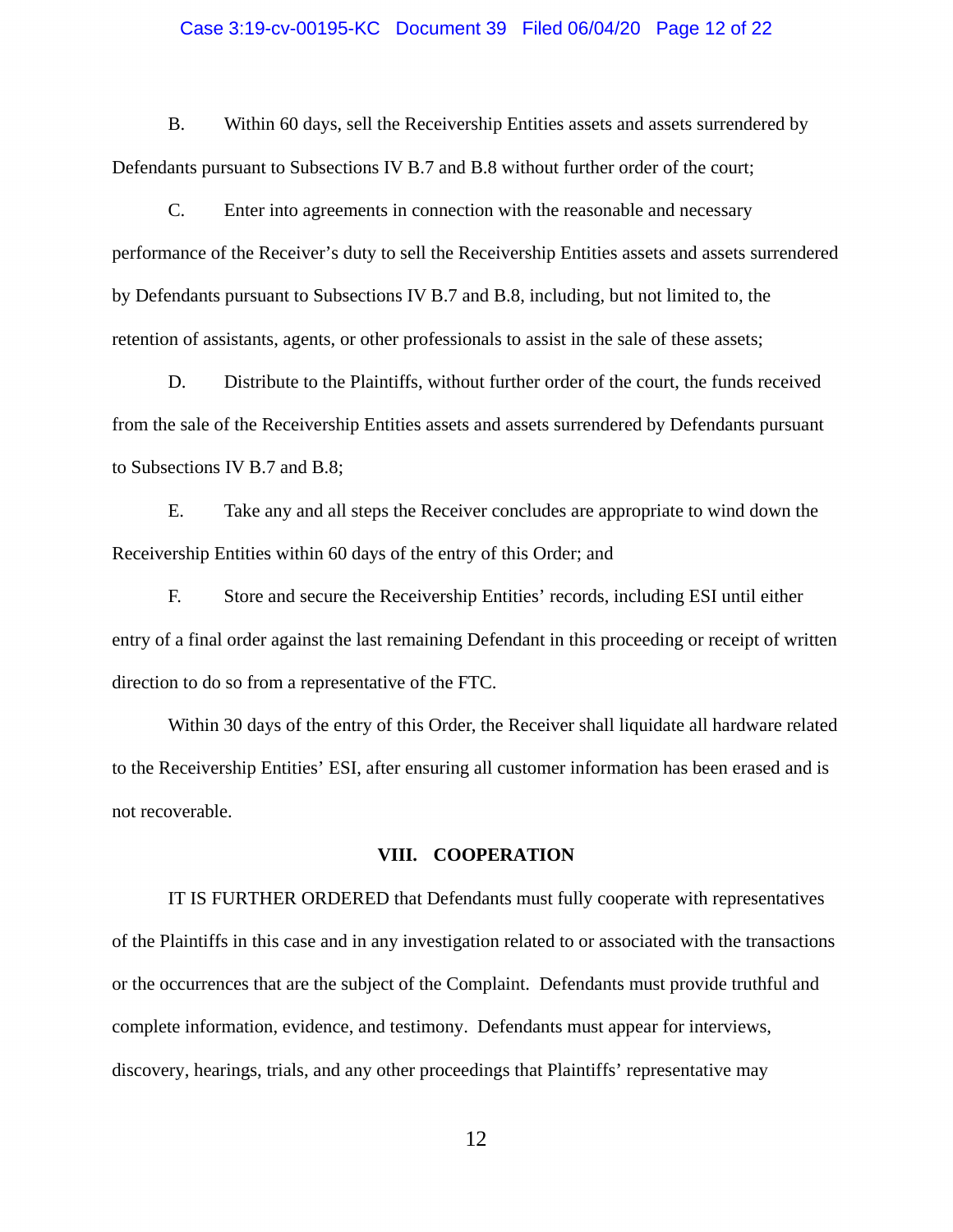B. Within 60 days, sell the Receivership Entities assets and assets surrendered by Defendants pursuant to Subsections IV B.7 and B.8 without further order of the court;

C. Enter into agreements in connection with the reasonable and necessary performance of the Receiver's duty to sell the Receivership Entities assets and assets surrendered by Defendants pursuant to Subsections IV B.7 and B.8, including, but not limited to, the retention of assistants, agents, or other professionals to assist in the sale of these assets;

D. Distribute to the Plaintiffs, without further order of the court, the funds received from the sale of the Receivership Entities assets and assets surrendered by Defendants pursuant to Subsections IV B.7 and B.8;

E. Take any and all steps the Receiver concludes are appropriate to wind down the Receivership Entities within 60 days of the entry of this Order; and

F. Store and secure the Receivership Entities' records, including ESI until either entry of a final order against the last remaining Defendant in this proceeding or receipt of written direction to do so from a representative of the FTC.

Within 30 days of the entry of this Order, the Receiver shall liquidate all hardware related to the Receivership Entities' ESI, after ensuring all customer information has been erased and is not recoverable.

## VIII. COOPERATION

IT IS FURTHER ORDERED that Defendants must fully cooperate with representatives of the Plaintiffs in this case and in any investigation related to or associated with the transactions or the occurrences that are the subject of the Complaint. Defendants must provide truthful and complete information, evidence, and testimony. Defendants must appear for interviews, discovery, hearings, trials, and any other proceedings that Plaintiffs' representative may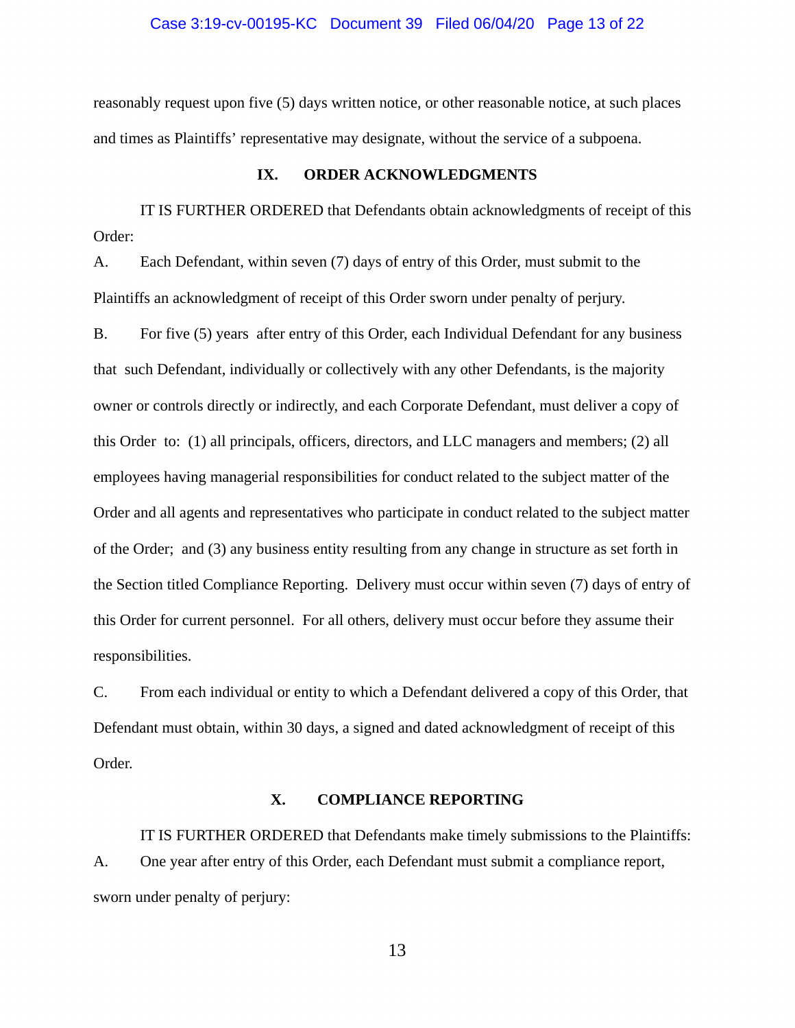reasonably request upon five (5) days written notice, or other reasonable notice, at such places and times as Plaintiffs' representative may designate, without the service of a subpoena.

## IX. ORDER ACKNOWLEDGMENTS

IT IS FURTHER ORDERED that Defendants obtain acknowledgments of receipt of this Order:

A. Each Defendant, within seven (7) days of entry of this Order, must submit to the Plaintiffs an acknowledgment of receipt of this Order sworn under penalty of perjury.

B. For five (5) years after entry of this Order, each Individual Defendant for any business that such Defendant, individually or collectively with any other Defendants, is the majority owner or controls directly or indirectly, and each Corporate Defendant, must deliver a copy of this Order to: (1) all principals, officers, directors, and LLC managers and members; (2) all employees having managerial responsibilities for conduct related to the subject matter of the Order and all agents and representatives who participate in conduct related to the subject matter of the Order; and (3) any business entity resulting from any change in structure as set forth in the Section titled Compliance Reporting. Delivery must occur within seven (7) days of entry of this Order for current personnel. For all others, delivery must occur before they assume their responsibilities.

C. From each individual or entity to which a Defendant delivered a copy of this Order, that Defendant must obtain, within 30 days, a signed and dated acknowledgment of receipt of this Order.

## X. COMPLIANCE REPORTING

IT IS FURTHER ORDERED that Defendants make timely submissions to the Plaintiffs:

A. One year after entry of this Order, each Defendant must submit a compliance report, sworn under penalty of perjury: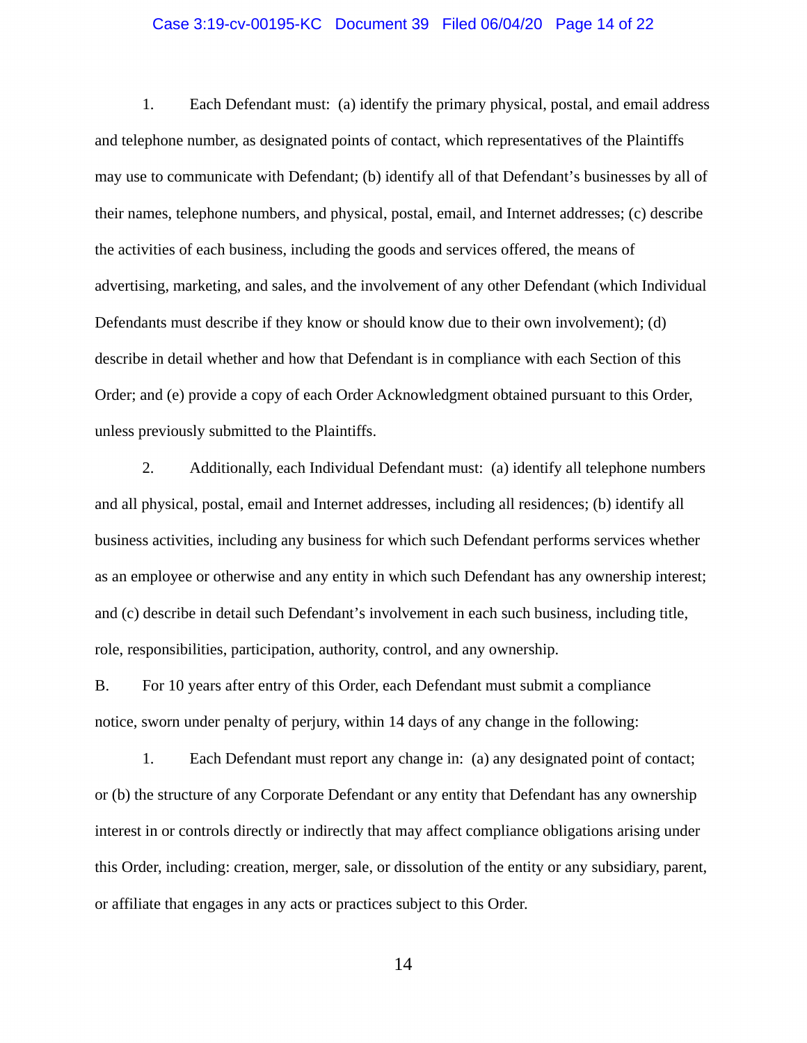1. Each Defendant must: (a) identify the primary physical, postal, and email address and telephone number, as designated points of contact, which representatives of the Plaintiffs may use to communicate with Defendant; (b) identify all of that Defendant's businesses by all of their names, telephone numbers, and physical, postal, email, and Internet addresses; (c) describe the activities of each business, including the goods and services offered, the means of advertising, marketing, and sales, and the involvement of any other Defendant (which Individual Defendants must describe if they know or should know due to their own involvement); (d) describe in detail whether and how that Defendant is in compliance with each Section of this Order; and (e) provide a copy of each Order Acknowledgment obtained pursuant to this Order, unless previously submitted to the Plaintiffs.

2. Additionally, each Individual Defendant must: (a) identify all telephone numbers and all physical, postal, email and Internet addresses, including all residences; (b) identify all business activities, including any business for which such Defendant performs services whether as an employee or otherwise and any entity in which such Defendant has any ownership interest; and (c) describe in detail such Defendant's involvement in each such business, including title, role, responsibilities, participation, authority, control, and any ownership.

B. For 10 years after entry of this Order, each Defendant must submit a compliance notice, sworn under penalty of perjury, within 14 days of any change in the following:

1. Each Defendant must report any change in: (a) any designated point of contact; or (b) the structure of any Corporate Defendant or any entity that Defendant has any ownership interest in or controls directly or indirectly that may affect compliance obligations arising under this Order, including: creation, merger, sale, or dissolution of the entity or any subsidiary, parent, or affiliate that engages in any acts or practices subject to this Order.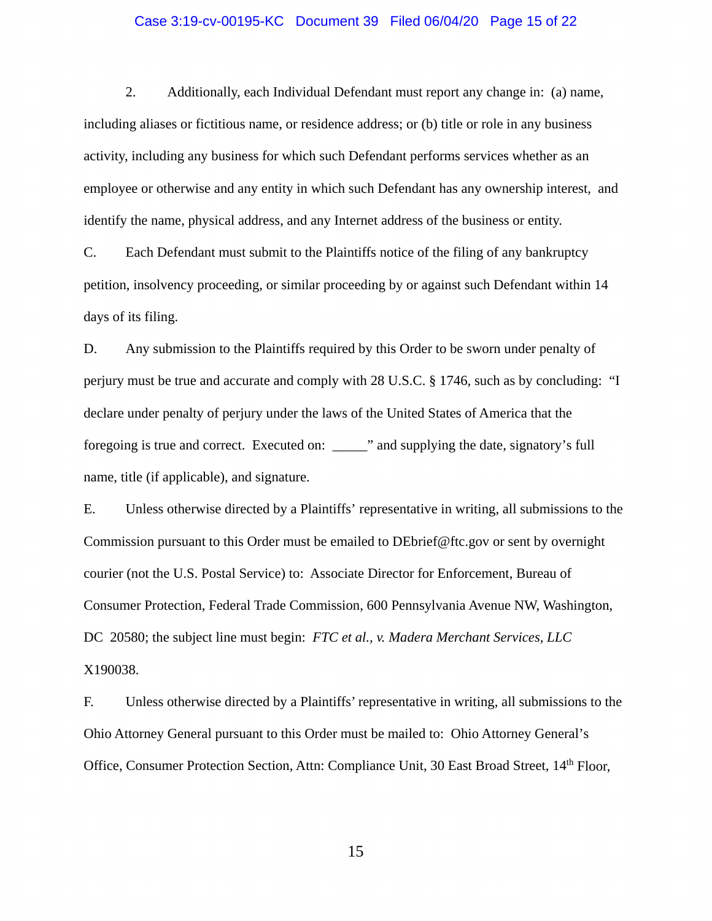2. Additionally, each Individual Defendant must report any change in: (a) name, including aliases or fictitious name, or residence address; or (b) title or role in any business activity, including any business for which such Defendant performs services whether as an employee or otherwise and any entity in which such Defendant has any ownership interest, and identify the name, physical address, and any Internet address of the business or entity.

C. Each Defendant must submit to the Plaintiffs notice of the filing of any bankruptcy petition, insolvency proceeding, or similar proceeding by or against such Defendant within 14 days of its filing.

D. Any submission to the Plaintiffs required by this Order to be sworn under penalty of perjury must be true and accurate and comply with 28 U.S.C. § 1746, such as by concluding: "I declare under penalty of perjury under the laws of the United States of America that the foregoing is true and correct. Executed on: _____" and supplying the date, signatory's full name, title (if applicable), and signature.

E. Unless otherwise directed by a Plaintiffs' representative in writing, all submissions to the Commission pursuant to this Order must be emailed to DEbrief@ftc.gov or sent by overnight courier (not the U.S. Postal Service) to: Associate Director for Enforcement, Bureau of Consumer Protection, Federal Trade Commission, 600 Pennsylvania Avenue NW, Washington, DC 20580; the subject line must begin: *FTC et al., v. Madera Merchant Services, LLC* X190038.

F. Unless otherwise directed by a Plaintiffs' representative in writing, all submissions to the Ohio Attorney General pursuant to this Order must be mailed to: Ohio Attorney General's Office, Consumer Protection Section, Attn: Compliance Unit, 30 East Broad Street, 14th Floor,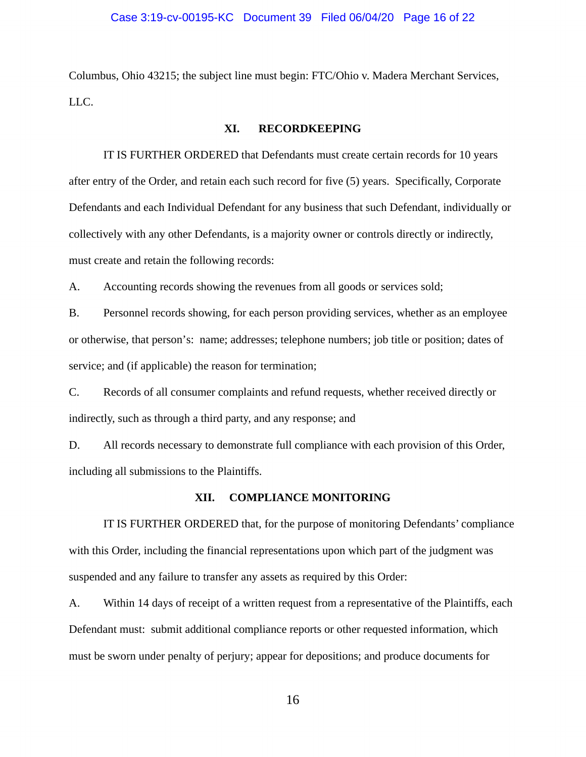Columbus, Ohio 43215; the subject line must begin: FTC/Ohio v. Madera Merchant Services, LLC.

## XI. RECORDKEEPING

IT IS FURTHER ORDERED that Defendants must create certain records for 10 years after entry of the Order, and retain each such record for five (5) years. Specifically, Corporate Defendants and each Individual Defendant for any business that such Defendant, individually or collectively with any other Defendants, is a majority owner or controls directly or indirectly, must create and retain the following records:

A. Accounting records showing the revenues from all goods or services sold;

B. Personnel records showing, for each person providing services, whether as an employee or otherwise, that person's: name; addresses; telephone numbers; job title or position; dates of service; and (if applicable) the reason for termination;

C. Records of all consumer complaints and refund requests, whether received directly or indirectly, such as through a third party, and any response; and

D. All records necessary to demonstrate full compliance with each provision of this Order, including all submissions to the Plaintiffs.

## XII. COMPLIANCE MONITORING

IT IS FURTHER ORDERED that, for the purpose of monitoring Defendants' compliance with this Order, including the financial representations upon which part of the judgment was suspended and any failure to transfer any assets as required by this Order:

A. Within 14 days of receipt of a written request from a representative of the Plaintiffs, each Defendant must: submit additional compliance reports or other requested information, which must be sworn under penalty of perjury; appear for depositions; and produce documents for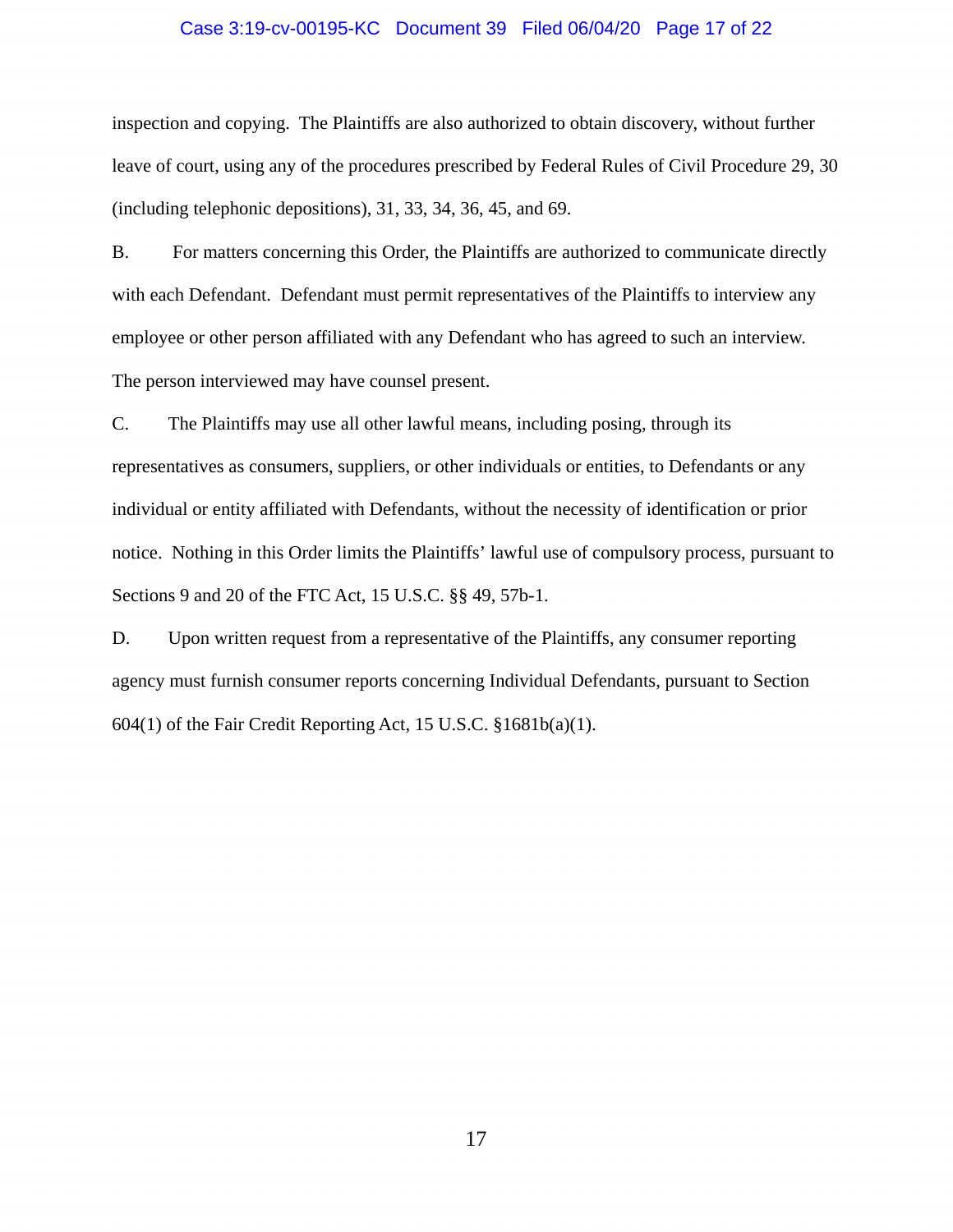inspection and copying. The Plaintiffs are also authorized to obtain discovery, without further leave of court, using any of the procedures prescribed by Federal Rules of Civil Procedure 29, 30 (including telephonic depositions), 31, 33, 34, 36, 45, and 69.

B. For matters concerning this Order, the Plaintiffs are authorized to communicate directly with each Defendant. Defendant must permit representatives of the Plaintiffs to interview any employee or other person affiliated with any Defendant who has agreed to such an interview. The person interviewed may have counsel present.

C. The Plaintiffs may use all other lawful means, including posing, through its representatives as consumers, suppliers, or other individuals or entities, to Defendants or any individual or entity affiliated with Defendants, without the necessity of identification or prior notice. Nothing in this Order limits the Plaintiffs' lawful use of compulsory process, pursuant to Sections 9 and 20 of the FTC Act, 15 U.S.C. §§ 49, 57b-1.

D. Upon written request from a representative of the Plaintiffs, any consumer reporting agency must furnish consumer reports concerning Individual Defendants, pursuant to Section 604(1) of the Fair Credit Reporting Act, 15 U.S.C. §1681b(a)(1).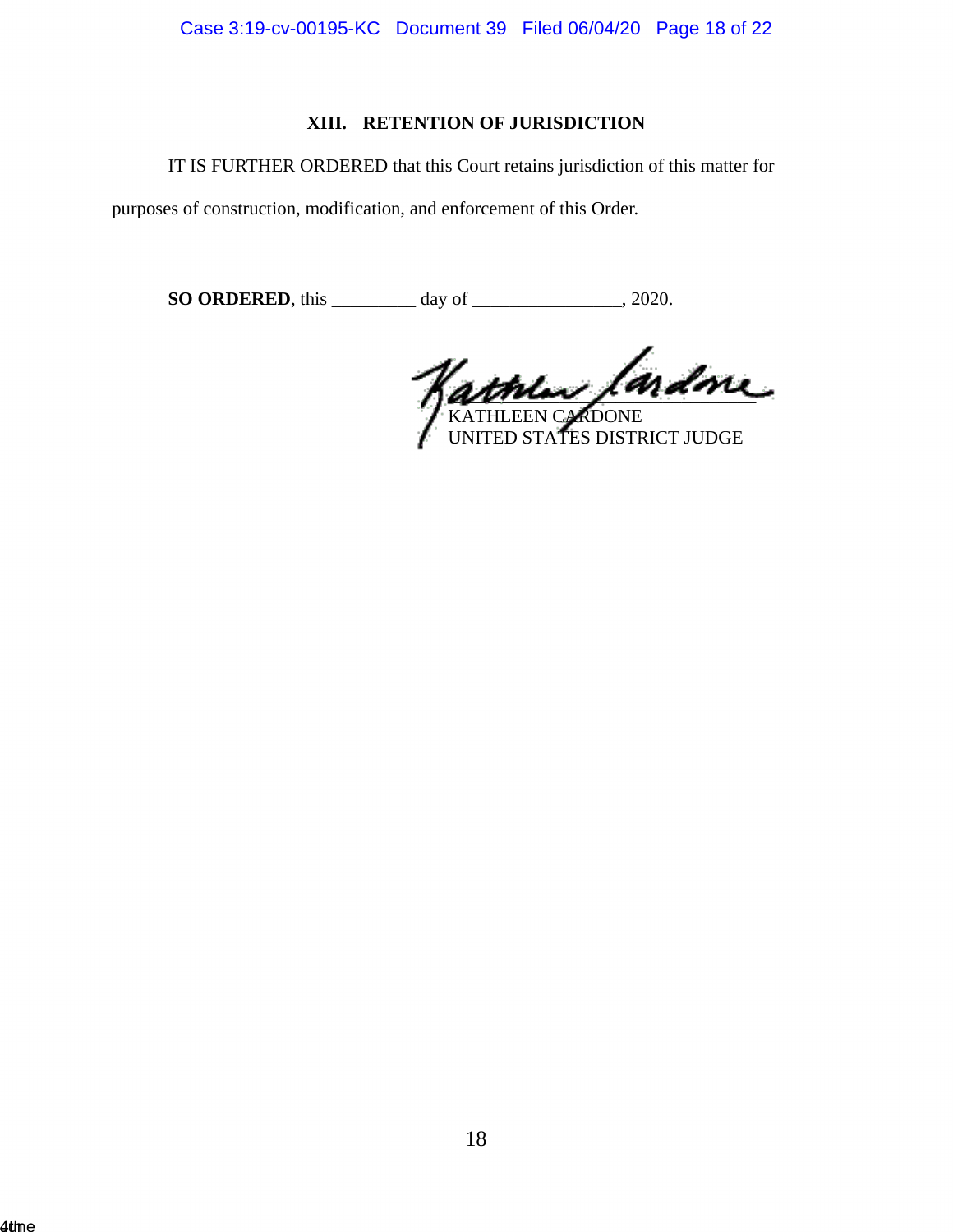## XIII. RETENTION OF JURISDICTION

IT IS FURTHER ORDERED that this Court retains jurisdiction of this matter for purposes of construction, modification, and enforcement of this Order.

**SO ORDERED**, this _________ day of ________________, 2020.

KATHLEEN CARDONE
UNITED STATES DISTRICT JUDGE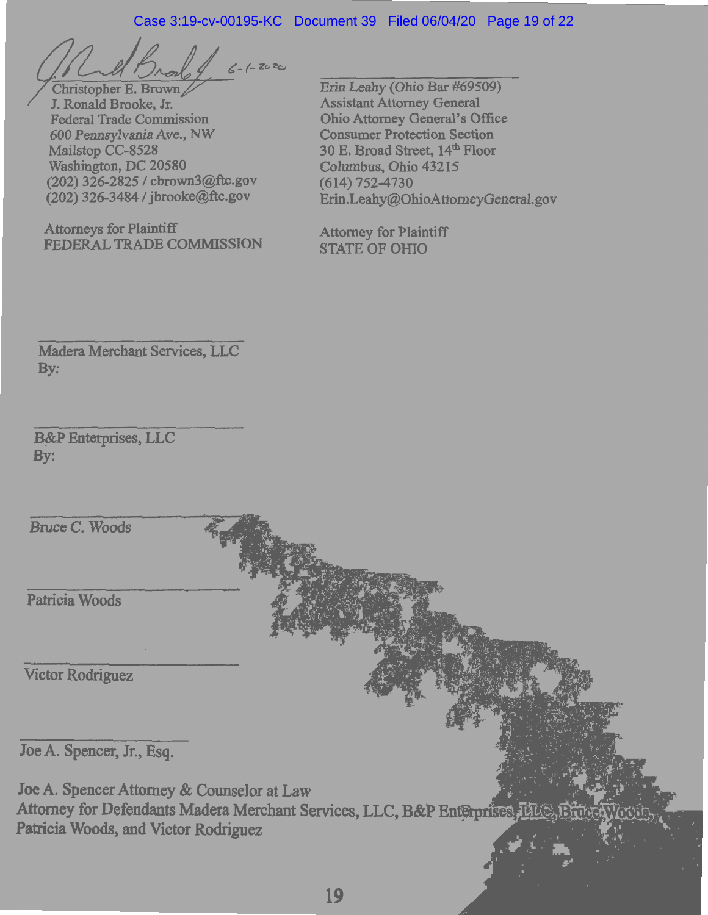6-1-2020

Christopher E. Brown
J. Ronald Brooke, Jr.
Federal Trade Commission
600 Pennsylvania Ave., NW
Mailstop CC-8528
Washington, DC 20580
(202) 326-2825 / cbrown3@ftc.gov
(202) 326-3484 / jbrooke@ftc.gov

Attorneys for Plaintiff
FEDERAL TRADE COMMISSION

Erin Leahy (Ohio Bar #69509)
Assistant Attorney General
Ohio Attorney General's Office
Consumer Protection Section
30 E. Broad Street, 14th Floor
Columbus, Ohio 43215
(614) 752-4730
Erin.Leahy@OhioAttorneyGeneral.gov

Attorney for Plaintiff
STATE OF OHIO

Madera Merchant Services, LLC
By:

B&P Enterprises, LLC
By:

Bruce C. Woods

Patricia Woods

Victor Rodriguez

Joe A. Spencer, Jr., Esq.

Joe A. Spencer Attorney & Counselor at Law
Attorney for Defendants Madera Merchant Services, LLC, B&P Enterprises, LLC, Bruce Woods, Patricia Woods, and Victor Rodriguez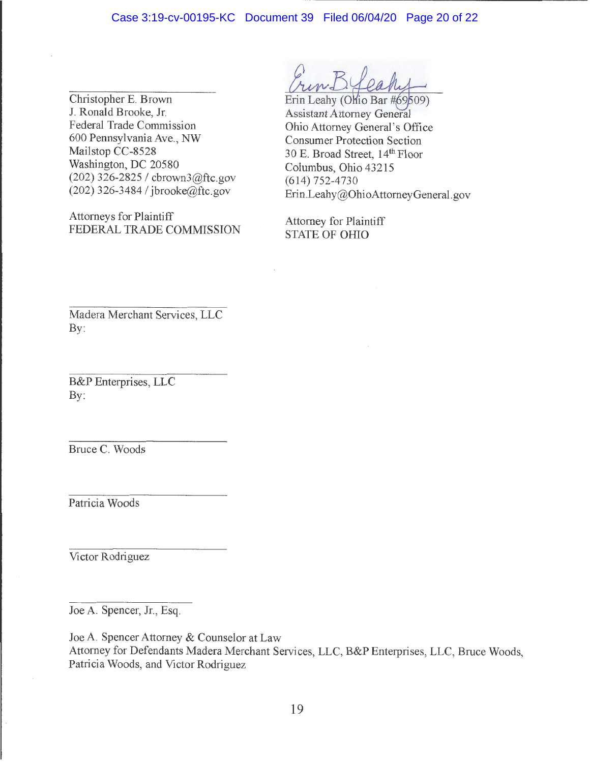_______________________
Christopher E. Brown
J. Ronald Brooke, Jr.
Federal Trade Commission
600 Pennsylvania Ave., NW
Mailstop CC-8528
Washington, DC 20580
(202) 326-2825 / cbrown3@ftc.gov
(202) 326-3484 / jbrooke@ftc.gov

Attorneys for Plaintiff
FEDERAL TRADE COMMISSION

_______________________
Erin Leahy (Ohio Bar #69509)
Assistant Attorney General
Ohio Attorney General's Office
Consumer Protection Section
30 E. Broad Street, 14th Floor
Columbus, Ohio 43215
(614) 752-4730
Erin.Leahy@OhioAttorneyGeneral.gov

Attorney for Plaintiff
STATE OF OHIO

_______________________
Madera Merchant Services, LLC
By:

_______________________
B&P Enterprises, LLC
By:

_______________________
Bruce C. Woods

_______________________
Patricia Woods

_______________________
Victor Rodriguez

_______________________
Joe A. Spencer, Jr., Esq.

Joe A. Spencer Attorney & Counselor at Law
Attorney for Defendants Madera Merchant Services, LLC, B&P Enterprises, LLC, Bruce Woods, Patricia Woods, and Victor Rodriguez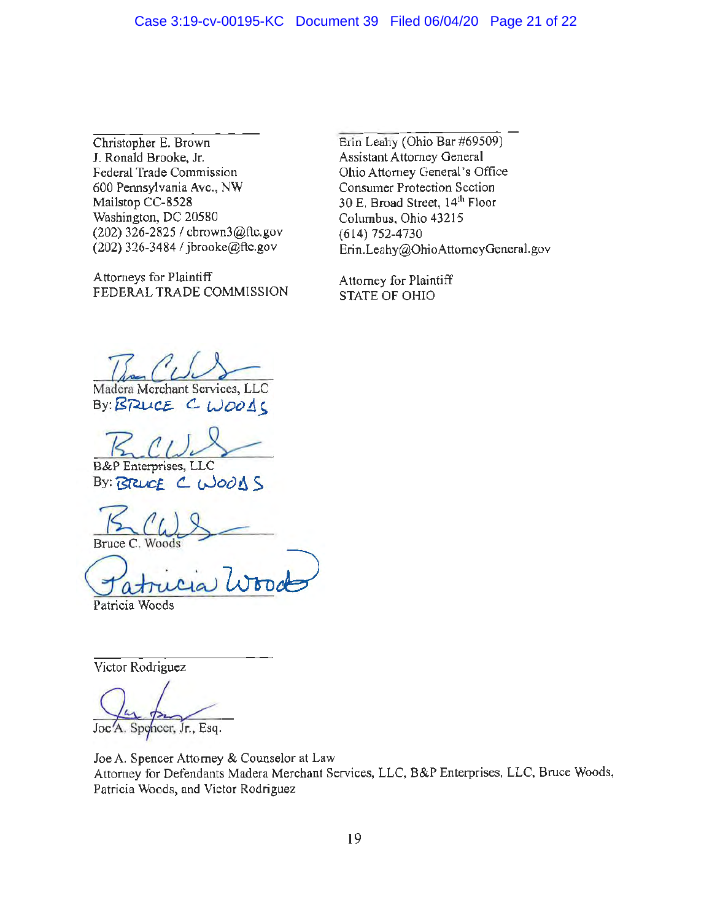\_\_\_\_\_\_\_\_\_\_\_\_\_\_\_\_\_\_\_\_\_\_\_\_\_\_\_\_\_\_

Christopher E. Brown
J. Ronald Brooke, Jr.
Federal Trade Commission
600 Pennsylvania Ave., NW
Mailstop CC-8528
Washington, DC 20580
(202) 326-2825 / cbrown3@ftc.gov
(202) 326-3484 / jbrooke@ftc.gov

Attorneys for Plaintiff
FEDERAL TRADE COMMISSION

\_\_\_\_\_\_\_\_\_\_\_\_\_\_\_\_\_\_\_\_\_\_\_\_\_\_\_\_\_\_

Erin Leahy (Ohio Bar #69509)
Assistant Attorney General
Ohio Attorney General's Office
Consumer Protection Section
30 E. Broad Street, 14th Floor
Columbus, Ohio 43215
(614) 752-4730
Erin.Leahy@OhioAttorneyGeneral.gov

Attorney for Plaintiff
STATE OF OHIO

\_\_\_\_\_\_\_\_\_\_\_\_\_\_\_\_\_\_\_\_\_\_\_\_\_\_\_\_\_\_

Madera Merchant Services, LLC
By: BRUCE C WOODS

\_\_\_\_\_\_\_\_\_\_\_\_\_\_\_\_\_\_\_\_\_\_\_\_\_\_\_\_\_\_

B&P Enterprises, LLC
By: BRUCE C WOODS

\_\_\_\_\_\_\_\_\_\_\_\_\_\_\_\_\_\_\_\_\_\_\_\_\_\_\_\_\_\_

Bruce C. Woods

\_\_\_\_\_\_\_\_\_\_\_\_\_\_\_\_\_\_\_\_\_\_\_\_\_\_\_\_\_\_

Patricia Woods

\_\_\_\_\_\_\_\_\_\_\_\_\_\_\_\_\_\_\_\_\_\_\_\_\_\_\_\_\_\_

Victor Rodriguez

\_\_\_\_\_\_\_\_\_\_\_\_\_\_\_\_\_\_\_\_\_\_\_\_\_\_\_\_\_\_

Joe A. Spencer, Jr., Esq.

Joe A. Spencer Attorney & Counselor at Law
Attorney for Defendants Madera Merchant Services, LLC, B&P Enterprises, LLC, Bruce Woods, Patricia Woods, and Victor Rodriguez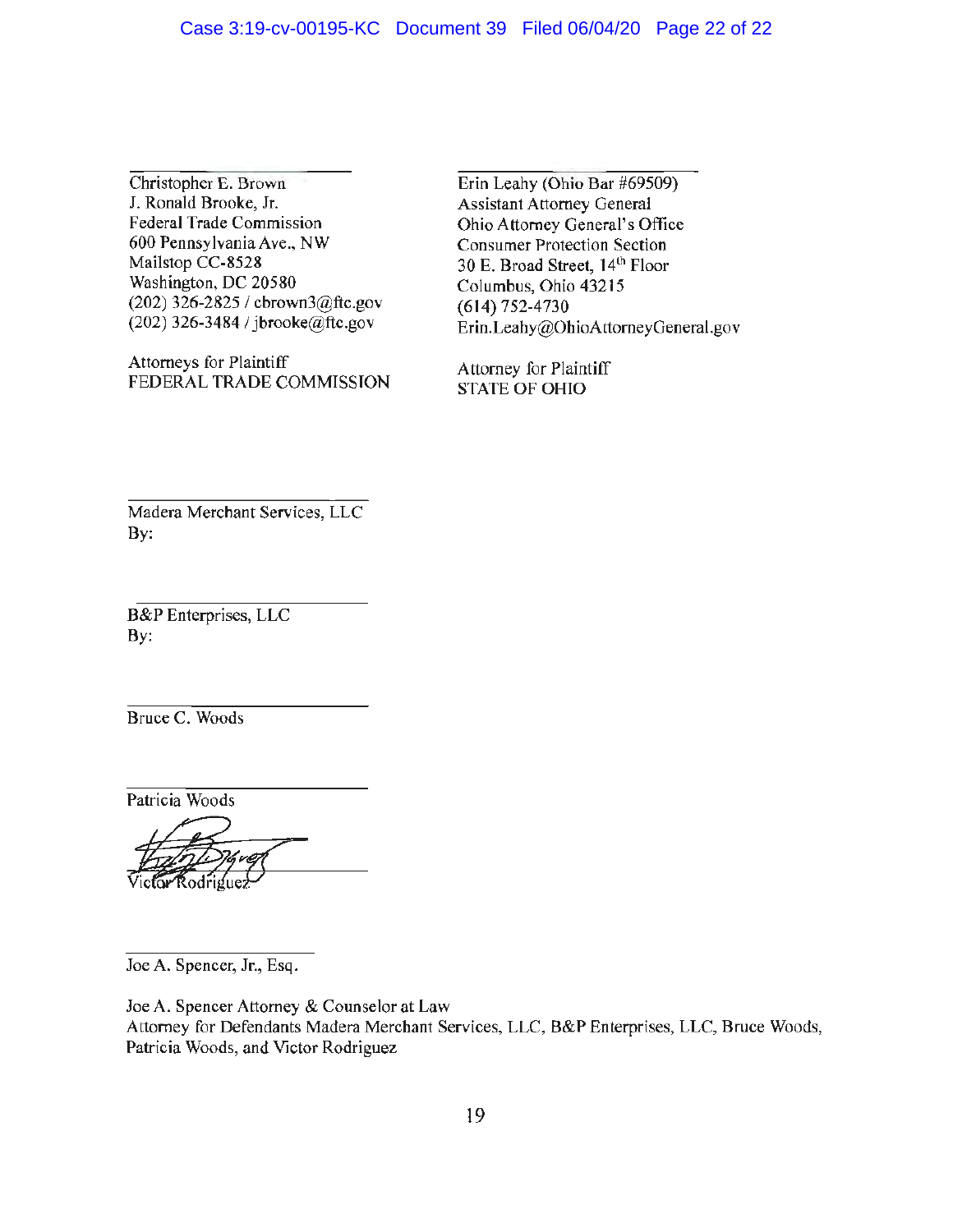\_\_\_\_\_\_\_\_\_\_\_\_\_\_\_\_\_\_\_\_\_\_\_\_\_\_

Christopher E. Brown
J. Ronald Brooke, Jr.
Federal Trade Commission
600 Pennsylvania Ave., NW
Mailstop CC-8528
Washington, DC 20580
(202) 326-2825 / cbrown3@ftc.gov
(202) 326-3484 / jbrooke@ftc.gov

Attorneys for Plaintiff
FEDERAL TRADE COMMISSION

\_\_\_\_\_\_\_\_\_\_\_\_\_\_\_\_\_\_\_\_\_\_\_\_\_\_

Erin Leahy (Ohio Bar #69509)
Assistant Attorney General
Ohio Attorney General's Office
Consumer Protection Section
30 E. Broad Street, 14th Floor
Columbus, Ohio 43215
(614) 752-4730
Erin.Leahy@OhioAttorneyGeneral.gov

Attorney for Plaintiff
STATE OF OHIO

\_\_\_\_\_\_\_\_\_\_\_\_\_\_\_\_\_\_\_\_\_\_\_\_\_\_

Madera Merchant Services, LLC
By:

\_\_\_\_\_\_\_\_\_\_\_\_\_\_\_\_\_\_\_\_\_\_\_\_\_\_

B&P Enterprises, LLC
By:

\_\_\_\_\_\_\_\_\_\_\_\_\_\_\_\_\_\_\_\_\_\_\_\_\_\_

Bruce C. Woods

\_\_\_\_\_\_\_\_\_\_\_\_\_\_\_\_\_\_\_\_\_\_\_\_\_\_

Patricia Woods

\_\_\_\_\_\_\_\_\_\_\_\_\_\_\_\_\_\_\_\_\_\_\_\_\_\_

Victor Rodriguez

\_\_\_\_\_\_\_\_\_\_\_\_\_\_\_\_\_\_\_\_\_\_\_\_\_\_

Joe A. Spencer, Jr., Esq.

Joe A. Spencer Attorney & Counselor at Law
Attorney for Defendants Madera Merchant Services, LLC, B&P Enterprises, LLC, Bruce Woods, Patricia Woods, and Victor Rodriguez